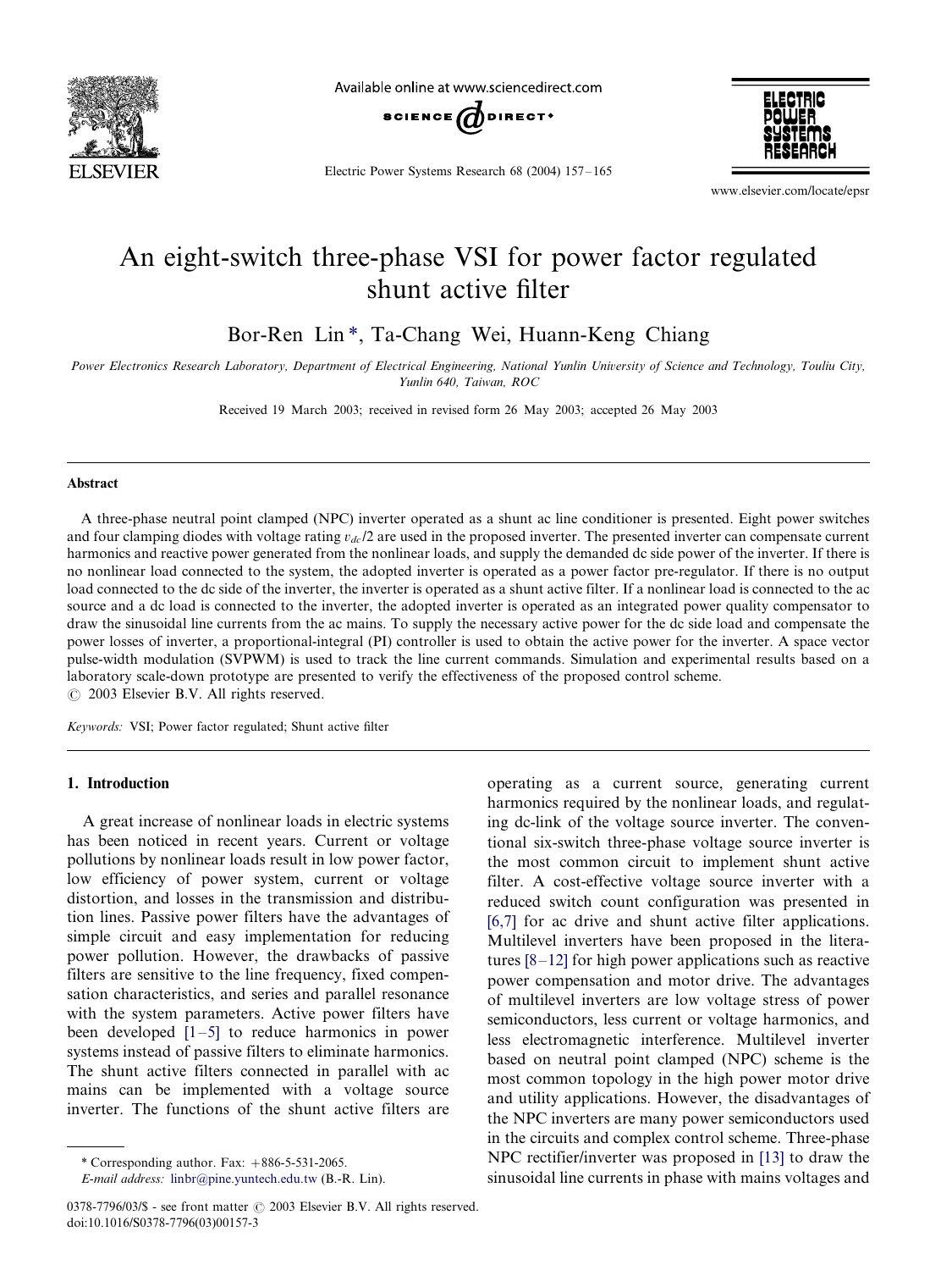# An eight-switch three-phase VSI for power factor regulated shunt active filter

Bor-Ren Lin *, Ta-Chang Wei, Huann-Keng Chiang

*Power Electronics Research Laboratory, Department of Electrical Engineering, National Yunlin University of Science and Technology, Touliu City, Yunlin 640, Taiwan, ROC*

Received 19 March 2003; received in revised form 26 May 2003; accepted 26 May 2003

## Abstract

A three-phase neutral point clamped (NPC) inverter operated as a shunt ac line conditioner is presented. Eight power switches and four clamping diodes with voltage rating $v_{dc}/2$ are used in the proposed inverter. The presented inverter can compensate current harmonics and reactive power generated from the nonlinear loads, and supply the demanded dc side power of the inverter. If there is no nonlinear load connected to the system, the adopted inverter is operated as a power factor pre-regulator. If there is no output load connected to the dc side of the inverter, the inverter is operated as a shunt active filter. If a nonlinear load is connected to the ac source and a dc load is connected to the inverter, the adopted inverter is operated as an integrated power quality compensator to draw the sinusoidal line currents from the ac mains. To supply the necessary active power for the dc side load and compensate the power losses of inverter, a proportional-integral (PI) controller is used to obtain the active power for the inverter. A space vector pulse-width modulation (SVPWM) is used to track the line current commands. Simulation and experimental results based on a laboratory scale-down prototype are presented to verify the effectiveness of the proposed control scheme.
© 2003 Elsevier B.V. All rights reserved.

*Keywords:* VSI; Power factor regulated; Shunt active filter

## 1. Introduction

A great increase of nonlinear loads in electric systems has been noticed in recent years. Current or voltage pollutions by nonlinear loads result in low power factor, low efficiency of power system, current or voltage distortion, and losses in the transmission and distribution lines. Passive power filters have the advantages of simple circuit and easy implementation for reducing power pollution. However, the drawbacks of passive filters are sensitive to the line frequency, fixed compensation characteristics, and series and parallel resonance with the system parameters. Active power filters have been developed [1–5] to reduce harmonics in power systems instead of passive filters to eliminate harmonics. The shunt active filters connected in parallel with ac mains can be implemented with a voltage source inverter. The functions of the shunt active filters are operating as a current source, generating current harmonics required by the nonlinear loads, and regulating dc-link of the voltage source inverter. The conventional six-switch three-phase voltage source inverter is the most common circuit to implement shunt active filter. A cost-effective voltage source inverter with a reduced switch count configuration was presented in [6,7] for ac drive and shunt active filter applications. Multilevel inverters have been proposed in the literatures [8–12] for high power applications such as reactive power compensation and motor drive. The advantages of multilevel inverters are low voltage stress of power semiconductors, less current or voltage harmonics, and less electromagnetic interference. Multilevel inverter based on neutral point clamped (NPC) scheme is the most common topology in the high power motor drive and utility applications. However, the disadvantages of the NPC inverters are many power semiconductors used in the circuits and complex control scheme. Three-phase NPC rectifier/inverter was proposed in [13] to draw the sinusoidal line currents in phase with mains voltages and

\* Corresponding author. Fax: +886-5-531-2065.
*E-mail address:* linbr@pine.yuntech.edu.tw (B.-R. Lin).

0378-7796/03/$ - see front matter © 2003 Elsevier B.V. All rights reserved.
doi:10.1016/S0378-7796(03)00157-3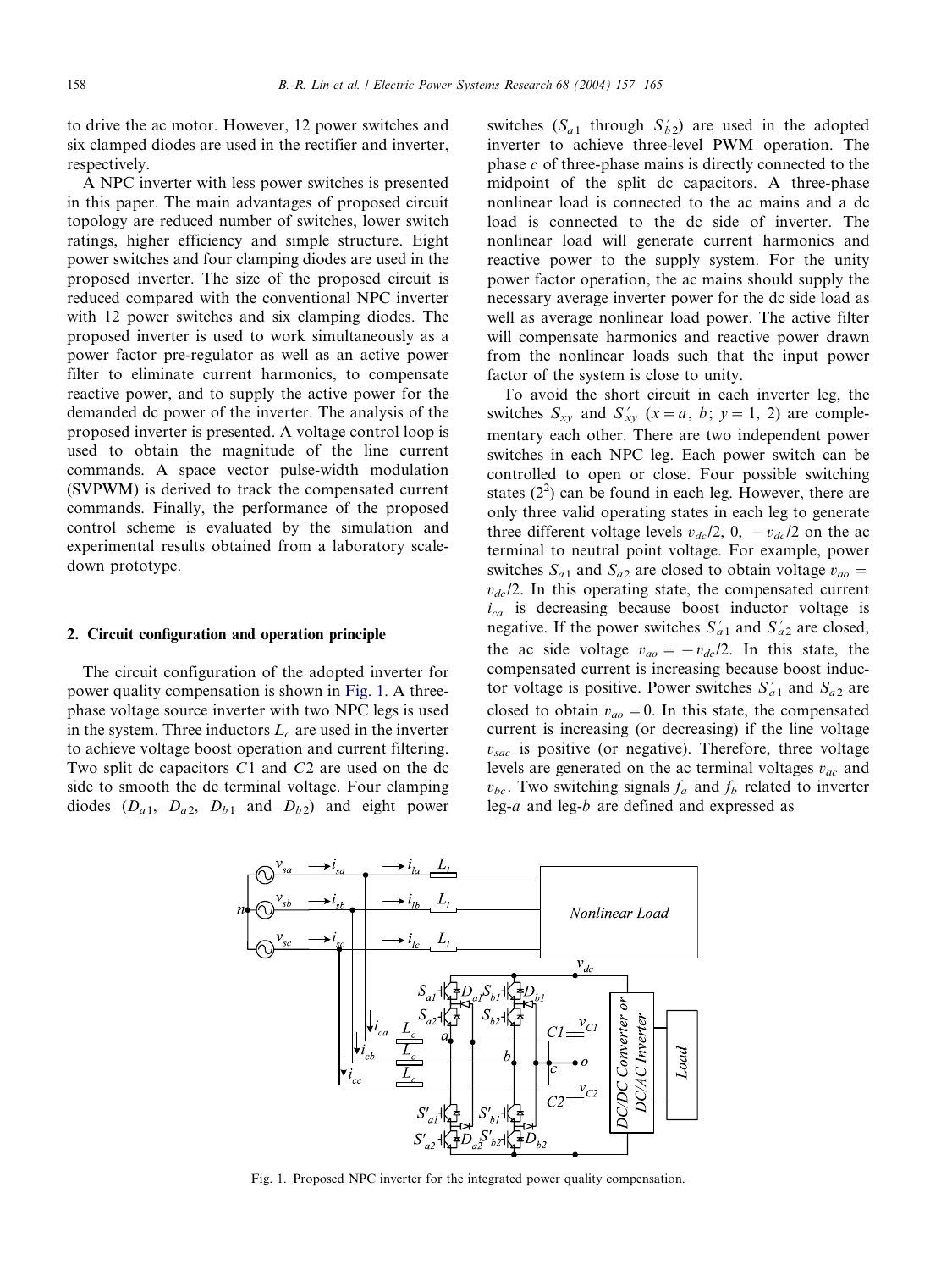to drive the ac motor. However, 12 power switches and six clamped diodes are used in the rectifier and inverter, respectively.

A NPC inverter with less power switches is presented in this paper. The main advantages of proposed circuit topology are reduced number of switches, lower switch ratings, higher efficiency and simple structure. Eight power switches and four clamping diodes are used in the proposed inverter. The size of the proposed circuit is reduced compared with the conventional NPC inverter with 12 power switches and six clamping diodes. The proposed inverter is used to work simultaneously as a power factor pre-regulator as well as an active power filter to eliminate current harmonics, to compensate reactive power, and to supply the active power for the demanded dc power of the inverter. The analysis of the proposed inverter is presented. A voltage control loop is used to obtain the magnitude of the line current commands. A space vector pulse-width modulation (SVPWM) is derived to track the compensated current commands. Finally, the performance of the proposed control scheme is evaluated by the simulation and experimental results obtained from a laboratory scale-down prototype.

## 2. Circuit configuration and operation principle

The circuit configuration of the adopted inverter for power quality compensation is shown in Fig. 1. A three-phase voltage source inverter with two NPC legs is used in the system. Three inductors $L_c$ are used in the inverter to achieve voltage boost operation and current filtering. Two split dc capacitors $C1$ and $C2$ are used on the dc side to smooth the dc terminal voltage. Four clamping diodes ($D_{a1}$, $D_{a2}$, $D_{b1}$ and $D_{b2}$) and eight power switches ($S_{a1}$ through $S'_{b2}$) are used in the adopted inverter to achieve three-level PWM operation. The phase $c$ of three-phase mains is directly connected to the midpoint of the split dc capacitors. A three-phase nonlinear load is connected to the ac mains and a dc load is connected to the dc side of inverter. The nonlinear load will generate current harmonics and reactive power to the supply system. For the unity power factor operation, the ac mains should supply the necessary average inverter power for the dc side load as well as average nonlinear load power. The active filter will compensate harmonics and reactive power drawn from the nonlinear loads such that the input power factor of the system is close to unity.

To avoid the short circuit in each inverter leg, the switches $S_{xy}$ and $S'_{xy}$ ($x = a$, $b$; $y = 1$, 2) are complementary each other. There are two independent power switches in each NPC leg. Each power switch can be controlled to open or close. Four possible switching states ($2^2$) can be found in each leg. However, there are only three valid operating states in each leg to generate three different voltage levels $v_{dc}/2$, 0, $-v_{dc}/2$ on the ac terminal to neutral point voltage. For example, power switches $S_{a1}$ and $S_{a2}$ are closed to obtain voltage $v_{ao} = v_{dc}/2$. In this operating state, the compensated current $i_{ca}$ is decreasing because boost inductor voltage is negative. If the power switches $S'_{a1}$ and $S'_{a2}$ are closed, the ac side voltage $v_{ao} = -v_{dc}/2$. In this state, the compensated current is increasing because boost inductor voltage is positive. Power switches $S'_{a1}$ and $S_{a2}$ are closed to obtain $v_{ao} = 0$. In this state, the compensated current is increasing (or decreasing) if the line voltage $v_{sac}$ is positive (or negative). Therefore, three voltage levels are generated on the ac terminal voltages $v_{ac}$ and $v_{bc}$. Two switching signals $f_a$ and $f_b$ related to inverter leg-$a$ and leg-$b$ are defined and expressed as

Fig. 1. Proposed NPC inverter for the integrated power quality compensation.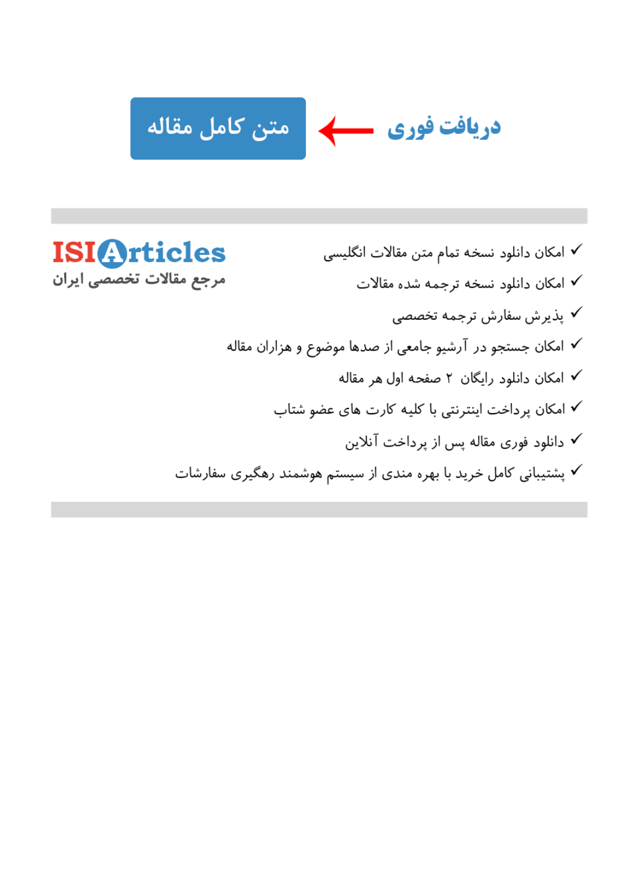دریافت فوری ← متن کامل مقاله

**ISIArticles**

مرجع مقالات تخصصی ایران

- ✓ امکان دانلود نسخه تمام متن مقالات انگلیسی
- ✓ امکان دانلود نسخه ترجمه شده مقالات
- ✓ پذیرش سفارش ترجمه تخصصی
- ✓ امکان جستجو در آرشیو جامعی از صدها موضوع و هزاران مقاله
- ✓ امکان دانلود رایگان ۲ صفحه اول هر مقاله
- ✓ امکان پرداخت اینترنتی با کلیه کارت های عضو شتاب
- ✓ دانلود فوری مقاله پس از پرداخت آنلاین
- ✓ پشتیبانی کامل خرید با بهره مندی از سیستم هوشمند رهگیری سفارشات